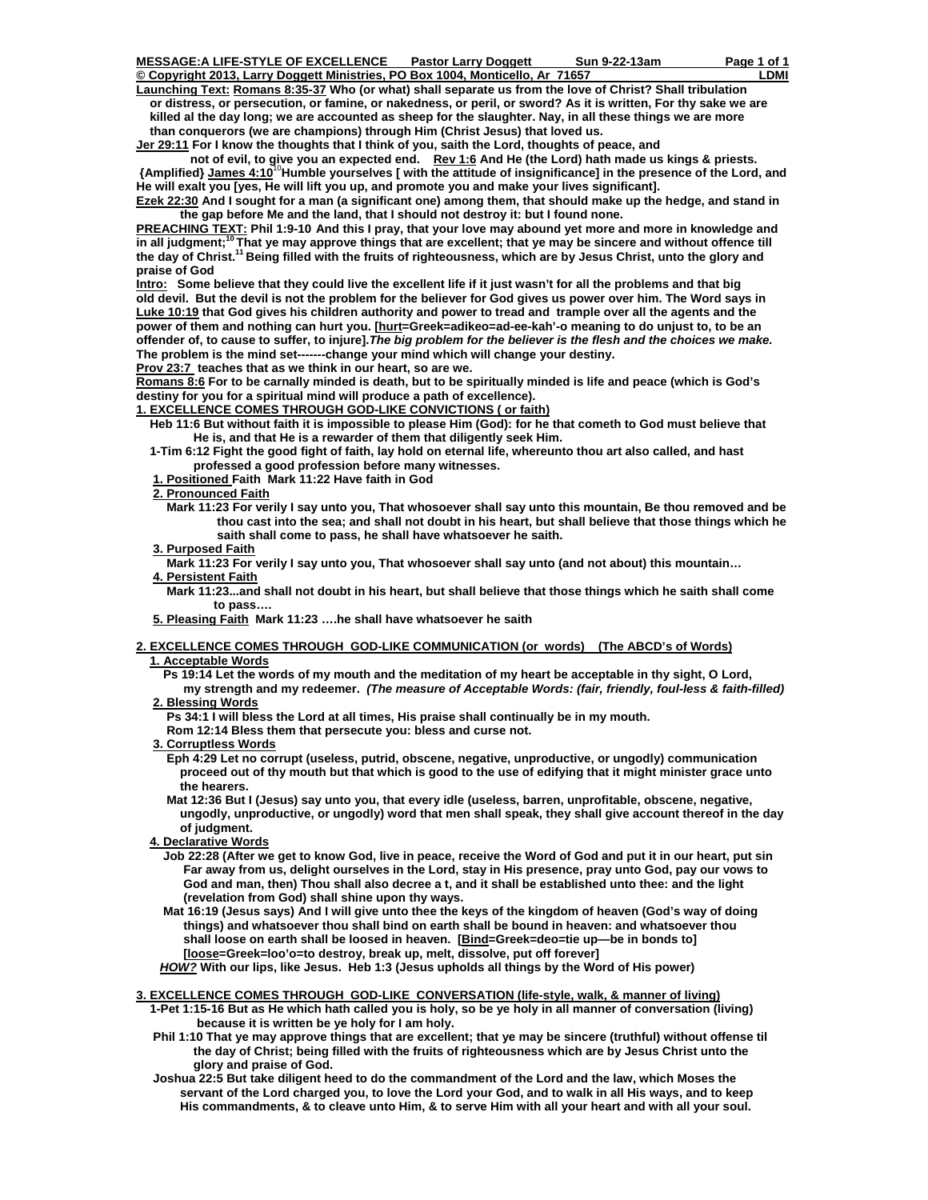**MESSAGE:A LIFE-STYLE OF EXCELLENCE Pastor Larry Doggett Sun 9-22-13am**

**© Copyright 2013, Larry Doggett Ministries, PO Box 1004, Monticello, Ar 71657 LDMI**

**Launching Text: Romans 8:35-37 Who (or what) shall separate us from the love of Christ? Shall tribulation or distress, or persecution, or famine, or nakedness, or peril, or sword? As it is written, For thy sake we are killed al the day long; we are accounted as sheep for the slaughter. Nay, in all these things we are more than conquerors (we are champions) through Him (Christ Jesus) that loved us.**

**Jer 29:11 For I know the thoughts that I think of you, saith the Lord, thoughts of peace, and not of evil, to give you an expected end. Rev 1:6 And He (the Lord) hath made us kings & priests.**

**{Amplified} James 4:10[10] Humble yourselves [ with the attitude of insignificance] in the presence of the Lord, and He will exalt you [yes, He will lift you up, and promote you and make your lives significant].**

**Ezek 22:30 And I sought for a man (a significant one) among them, that should make up the hedge, and stand in the gap before Me and the land, that I should not destroy it: but I found none.**

**PREACHING TEXT: Phil 1:9-10 And this I pray, that your love may abound yet more and more in knowledge and in all judgment;[10] That ye may approve things that are excellent; that ye may be sincere and without offence till the day of Christ.[11] Being filled with the fruits of righteousness, which are by Jesus Christ, unto the glory and praise of God**

**Intro: Some believe that they could live the excellent life if it just wasn't for all the problems and that big old devil. But the devil is not the problem for the believer for God gives us power over him. The Word says in Luke 10:19 that God gives his children authority and power to tread and trample over all the agents and the power of them and nothing can hurt you. [hurt=Greek=adikeo=ad-ee-kah'-o meaning to do unjust to, to be an offender of, to cause to suffer, to injure].*The big problem for the believer is the flesh and the choices we make.* The problem is the mind set-------change your mind which will change your destiny.**

**Prov 23:7 teaches that as we think in our heart, so are we.**

**Romans 8:6 For to be carnally minded is death, but to be spiritually minded is life and peace (which is God's destiny for you for a spiritual mind will produce a path of excellence).**

## 1. EXCELLENCE COMES THROUGH GOD-LIKE CONVICTIONS ( or faith)

**Heb 11:6 But without faith it is impossible to please Him (God): for he that cometh to God must believe that He is, and that He is a rewarder of them that diligently seek Him.**

**1-Tim 6:12 Fight the good fight of faith, lay hold on eternal life, whereunto thou art also called, and hast professed a good profession before many witnesses.**

1. **Positioned Faith Mark 11:22 Have faith in God**
2. **Pronounced Faith**
   **Mark 11:23 For verily I say unto you, That whosoever shall say unto this mountain, Be thou removed and be thou cast into the sea; and shall not doubt in his heart, but shall believe that those things which he saith shall come to pass, he shall have whatsoever he saith.**
3. **Purposed Faith**
   **Mark 11:23 For verily I say unto you, That whosoever shall say unto (and not about) this mountain…**
4. **Persistent Faith**
   **Mark 11:23...and shall not doubt in his heart, but shall believe that those things which he saith shall come to pass….**
5. **Pleasing Faith Mark 11:23 ….he shall have whatsoever he saith**

## 2. EXCELLENCE COMES THROUGH GOD-LIKE COMMUNICATION (or words) (The ABCD's of Words)

1. **Acceptable Words**
   **Ps 19:14 Let the words of my mouth and the meditation of my heart be acceptable in thy sight, O Lord, my strength and my redeemer. *(The measure of Acceptable Words: (fair, friendly, foul-less & faith-filled)***
2. **Blessing Words**
   **Ps 34:1 I will bless the Lord at all times, His praise shall continually be in my mouth.**
   **Rom 12:14 Bless them that persecute you: bless and curse not.**
3. **Corruptless Words**
   **Eph 4:29 Let no corrupt (useless, putrid, obscene, negative, unproductive, or ungodly) communication proceed out of thy mouth but that which is good to the use of edifying that it might minister grace unto the hearers.**
   **Mat 12:36 But I (Jesus) say unto you, that every idle (useless, barren, unprofitable, obscene, negative, ungodly, unproductive, or ungodly) word that men shall speak, they shall give account thereof in the day of judgment.**
4. **Declarative Words**
   **Job 22:28 (After we get to know God, live in peace, receive the Word of God and put it in our heart, put sin Far away from us, delight ourselves in the Lord, stay in His presence, pray unto God, pay our vows to God and man, then) Thou shall also decree a t, and it shall be established unto thee: and the light (revelation from God) shall shine upon thy ways.**
   **Mat 16:19 (Jesus says) And I will give unto thee the keys of the kingdom of heaven (God's way of doing things) and whatsoever thou shalt bind on earth shall be bound in heaven: and whatsoever thou shall loose on earth shall be loosed in heaven. [Bind=Greek=deo=tie up—be in bonds to] [loose=Greek=loo'o=to destroy, break up, melt, dissolve, put off forever]**
   ***HOW?* With our lips, like Jesus. Heb 1:3 (Jesus upholds all things by the Word of His power)**

## 3. EXCELLENCE COMES THROUGH GOD-LIKE CONVERSATION (life-style, walk, & manner of living)

**1-Pet 1:15-16 But as He which hath called you is holy, so be ye holy in all manner of conversation (living) because it is written be ye holy for I am holy.**

**Phil 1:10 That ye may approve things that are excellent; that ye may be sincere (truthful) without offense til the day of Christ; being filled with the fruits of righteousness which are by Jesus Christ unto the glory and praise of God.**

**Joshua 22:5 But take diligent heed to do the commandment of the Lord and the law, which Moses the servant of the Lord charged you, to love the Lord your God, and to walk in all His ways, and to keep His commandments, & to cleave unto Him, & to serve Him with all your heart and with all your soul.**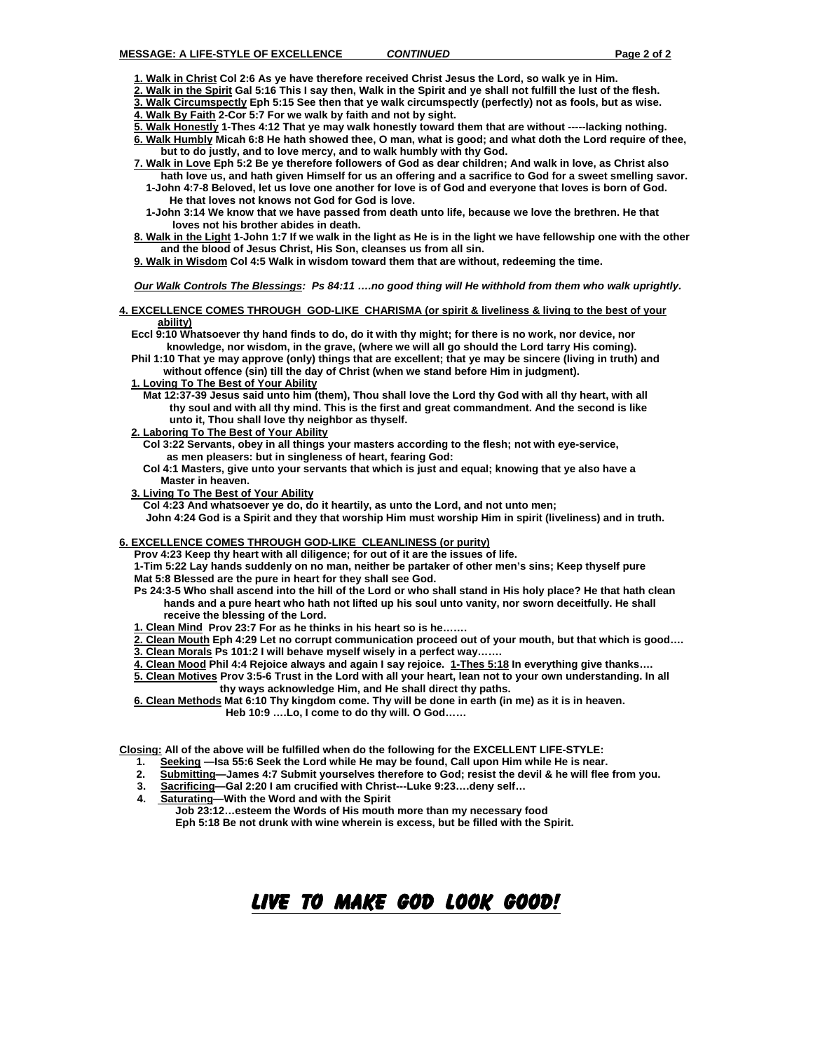1. Walk in Christ Col 2:6 As ye have therefore received Christ Jesus the Lord, so walk ye in Him.
2. Walk in the Spirit Gal 5:16 This I say then, Walk in the Spirit and ye shall not fulfill the lust of the flesh.
3. Walk Circumspectly Eph 5:15 See then that ye walk circumspectly (perfectly) not as fools, but as wise.
4. Walk By Faith 2-Cor 5:7 For we walk by faith and not by sight.
5. Walk Honestly 1-Thes 4:12 That ye may walk honestly toward them that are without -----lacking nothing.
6. Walk Humbly Micah 6:8 He hath showed thee, O man, what is good; and what doth the Lord require of thee, but to do justly, and to love mercy, and to walk humbly with thy God.
7. Walk in Love Eph 5:2 Be ye therefore followers of God as dear children; And walk in love, as Christ also hath love us, and hath given Himself for us an offering and a sacrifice to God for a sweet smelling savor.
   1-John 4:7-8 Beloved, let us love one another for love is of God and everyone that loves is born of God. He that loves not knows not God for God is love.
   1-John 3:14 We know that we have passed from death unto life, because we love the brethren. He that loves not his brother abides in death.
8. Walk in the Light 1-John 1:7 If we walk in the light as He is in the light we have fellowship one with the other and the blood of Jesus Christ, His Son, cleanses us from all sin.
9. Walk in Wisdom Col 4:5 Walk in wisdom toward them that are without, redeeming the time.

***Our Walk Controls The Blessings**: Ps 84:11 ….no good thing will He withhold from them who walk uprightly.*

**4. EXCELLENCE COMES THROUGH GOD-LIKE CHARISMA (or spirit & liveliness & living to the best of your ability)**

Eccl 9:10 Whatsoever thy hand finds to do, do it with thy might; for there is no work, nor device, nor knowledge, nor wisdom, in the grave, (where we will all go should the Lord tarry His coming).

Phil 1:10 That ye may approve (only) things that are excellent; that ye may be sincere (living in truth) and without offence (sin) till the day of Christ (when we stand before Him in judgment).

1. Loving To The Best of Your Ability
   Mat 12:37-39 Jesus said unto him (them), Thou shall love the Lord thy God with all thy heart, with all thy soul and with all thy mind. This is the first and great commandment. And the second is like unto it, Thou shall love thy neighbor as thyself.
2. Laboring To The Best of Your Ability
   Col 3:22 Servants, obey in all things your masters according to the flesh; not with eye-service, as men pleasers: but in singleness of heart, fearing God:
   Col 4:1 Masters, give unto your servants that which is just and equal; knowing that ye also have a Master in heaven.
3. Living To The Best of Your Ability
   Col 4:23 And whatsoever ye do, do it heartily, as unto the Lord, and not unto men;
   John 4:24 God is a Spirit and they that worship Him must worship Him in spirit (liveliness) and in truth.

**6. EXCELLENCE COMES THROUGH GOD-LIKE CLEANLINESS (or purity)**

Prov 4:23 Keep thy heart with all diligence; for out of it are the issues of life.
1-Tim 5:22 Lay hands suddenly on no man, neither be partaker of other men's sins; Keep thyself pure
Mat 5:8 Blessed are the pure in heart for they shall see God.
Ps 24:3-5 Who shall ascend into the hill of the Lord or who shall stand in His holy place? He that hath clean hands and a pure heart who hath not lifted up his soul unto vanity, nor sworn deceitfully. He shall receive the blessing of the Lord.

1. Clean Mind Prov 23:7 For as he thinks in his heart so is he…….
2. Clean Mouth Eph 4:29 Let no corrupt communication proceed out of your mouth, but that which is good….
3. Clean Morals Ps 101:2 I will behave myself wisely in a perfect way…….
4. Clean Mood Phil 4:4 Rejoice always and again I say rejoice. 1-Thes 5:18 In everything give thanks….
5. Clean Motives Prov 3:5-6 Trust in the Lord with all your heart, lean not to your own understanding. In all thy ways acknowledge Him, and He shall direct thy paths.
6. Clean Methods Mat 6:10 Thy kingdom come. Thy will be done in earth (in me) as it is in heaven.
   Heb 10:9 ….Lo, I come to do thy will. O God……

**Closing:** All of the above will be fulfilled when do the following for the EXCELLENT LIFE-STYLE:

1. Seeking —Isa 55:6 Seek the Lord while He may be found, Call upon Him while He is near.
2. Submitting—James 4:7 Submit yourselves therefore to God; resist the devil & he will flee from you.
3. Sacrificing—Gal 2:20 I am crucified with Christ---Luke 9:23….deny self…
4. Saturating—With the Word and with the Spirit
   Job 23:12…esteem the Words of His mouth more than my necessary food
   Eph 5:18 Be not drunk with wine wherein is excess, but be filled with the Spirit.

***LIVE TO MAKE GOD LOOK GOOD!***